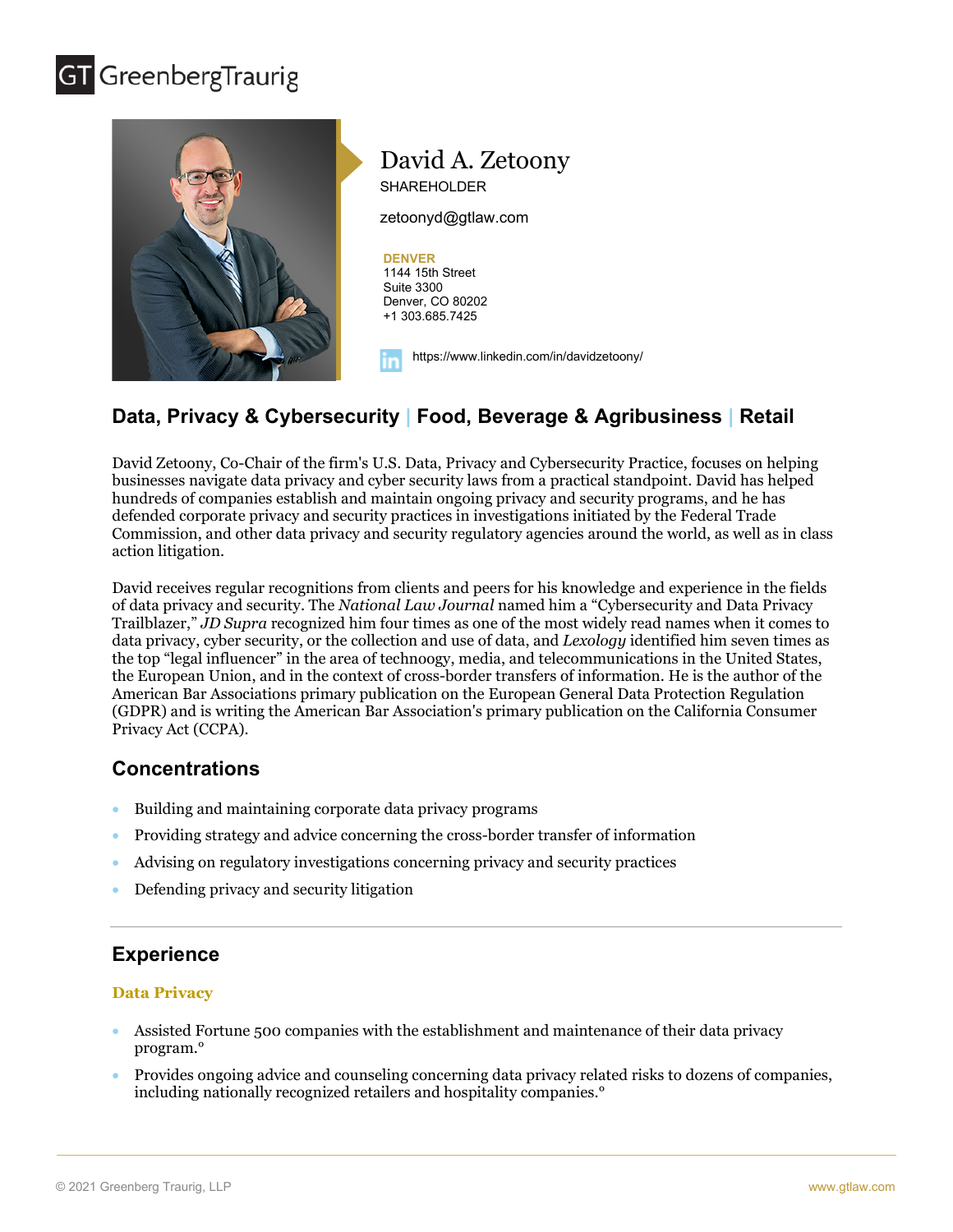GT GreenbergTraurig

# David A. Zetoony

SHAREHOLDER

zetoonyd@gtlaw.com

**DENVER**
1144 15th Street
Suite 3300
Denver, CO 80202
+1 303.685.7425

https://www.linkedin.com/in/davidzetoony/

## Data, Privacy & Cybersecurity | Food, Beverage & Agribusiness | Retail

David Zetoony, Co-Chair of the firm's U.S. Data, Privacy and Cybersecurity Practice, focuses on helping businesses navigate data privacy and cyber security laws from a practical standpoint. David has helped hundreds of companies establish and maintain ongoing privacy and security programs, and he has defended corporate privacy and security practices in investigations initiated by the Federal Trade Commission, and other data privacy and security regulatory agencies around the world, as well as in class action litigation.

David receives regular recognitions from clients and peers for his knowledge and experience in the fields of data privacy and security. The *National Law Journal* named him a "Cybersecurity and Data Privacy Trailblazer," *JD Supra* recognized him four times as one of the most widely read names when it comes to data privacy, cyber security, or the collection and use of data, and *Lexology* identified him seven times as the top "legal influencer" in the area of technoogy, media, and telecommunications in the United States, the European Union, and in the context of cross-border transfers of information. He is the author of the American Bar Associations primary publication on the European General Data Protection Regulation (GDPR) and is writing the American Bar Association's primary publication on the California Consumer Privacy Act (CCPA).

## Concentrations

- Building and maintaining corporate data privacy programs
- Providing strategy and advice concerning the cross-border transfer of information
- Advising on regulatory investigations concerning privacy and security practices
- Defending privacy and security litigation

## Experience

### Data Privacy

- Assisted Fortune 500 companies with the establishment and maintenance of their data privacy program.°
- Provides ongoing advice and counseling concerning data privacy related risks to dozens of companies, including nationally recognized retailers and hospitality companies.°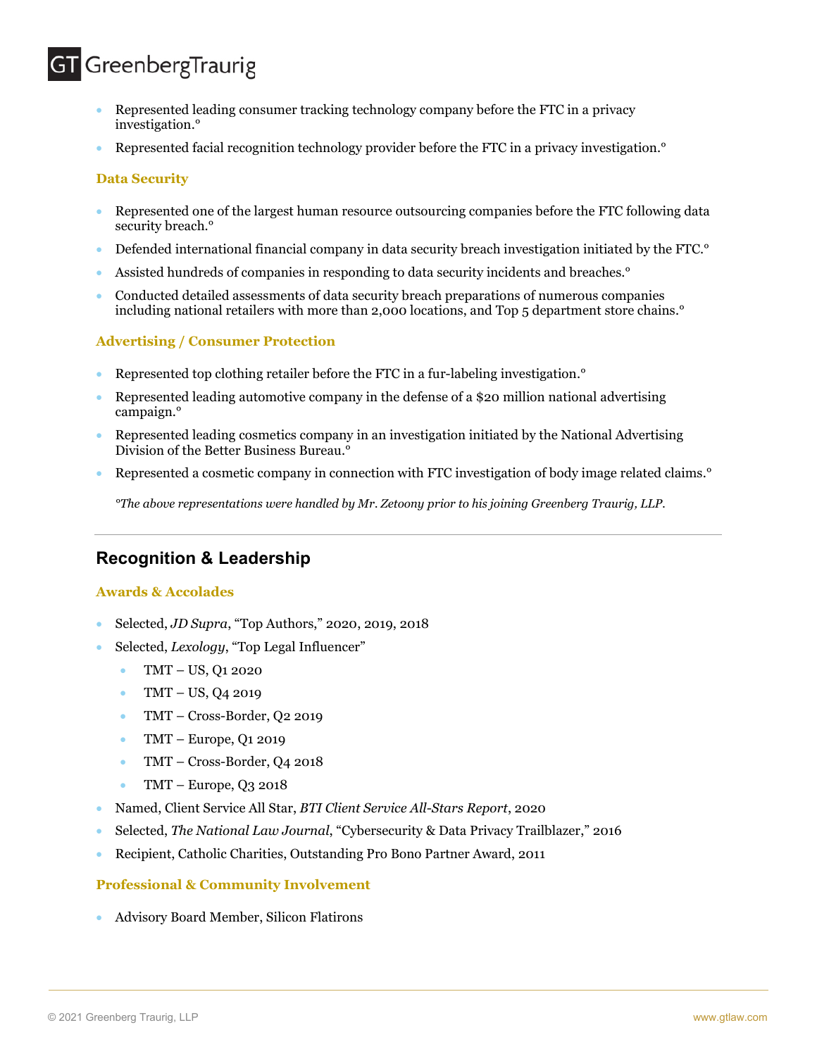- Represented leading consumer tracking technology company before the FTC in a privacy investigation.°
- Represented facial recognition technology provider before the FTC in a privacy investigation.°

### Data Security

- Represented one of the largest human resource outsourcing companies before the FTC following data security breach.°
- Defended international financial company in data security breach investigation initiated by the FTC.°
- Assisted hundreds of companies in responding to data security incidents and breaches.°
- Conducted detailed assessments of data security breach preparations of numerous companies including national retailers with more than 2,000 locations, and Top 5 department store chains.°

### Advertising / Consumer Protection

- Represented top clothing retailer before the FTC in a fur-labeling investigation.°
- Represented leading automotive company in the defense of a $20 million national advertising campaign.°
- Represented leading cosmetics company in an investigation initiated by the National Advertising Division of the Better Business Bureau.°
- Represented a cosmetic company in connection with FTC investigation of body image related claims.°

*°The above representations were handled by Mr. Zetoony prior to his joining Greenberg Traurig, LLP.*

## Recognition & Leadership

### Awards & Accolades

- Selected, *JD Supra*, "Top Authors," 2020, 2019, 2018
- Selected, *Lexology*, "Top Legal Influencer"
  - TMT – US, Q1 2020
  - TMT – US, Q4 2019
  - TMT – Cross-Border, Q2 2019
  - TMT – Europe, Q1 2019
  - TMT – Cross-Border, Q4 2018
  - TMT – Europe, Q3 2018
- Named, Client Service All Star, *BTI Client Service All-Stars Report*, 2020
- Selected, *The National Law Journal*, "Cybersecurity & Data Privacy Trailblazer," 2016
- Recipient, Catholic Charities, Outstanding Pro Bono Partner Award, 2011

### Professional & Community Involvement

- Advisory Board Member, Silicon Flatirons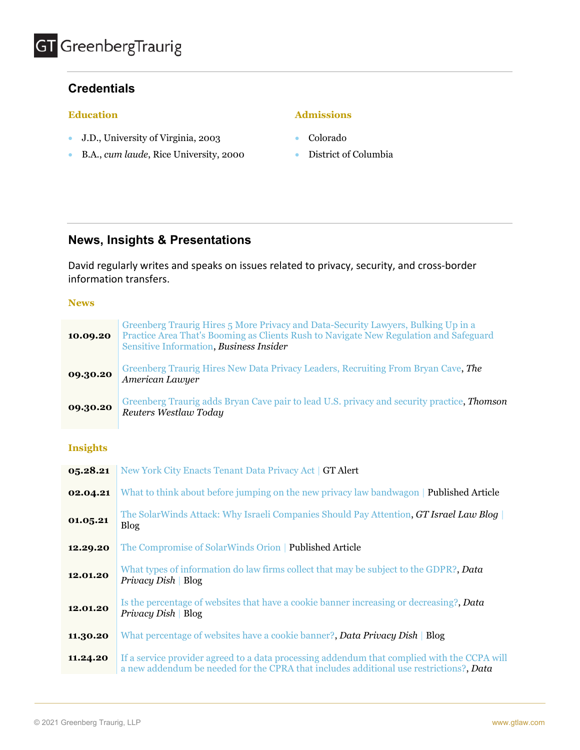## Credentials

### Education

- J.D., University of Virginia, 2003
- B.A., *cum laude*, Rice University, 2000

### Admissions

- Colorado
- District of Columbia

## News, Insights & Presentations

David regularly writes and speaks on issues related to privacy, security, and cross-border information transfers.

### News

| | |
|---|---|
| **10.09.20** | Greenberg Traurig Hires 5 More Privacy and Data-Security Lawyers, Bulking Up in a Practice Area That's Booming as Clients Rush to Navigate New Regulation and Safeguard Sensitive Information, *Business Insider* |
| **09.30.20** | Greenberg Traurig Hires New Data Privacy Leaders, Recruiting From Bryan Cave, *The American Lawyer* |
| **09.30.20** | Greenberg Traurig adds Bryan Cave pair to lead U.S. privacy and security practice, *Thomson Reuters Westlaw Today* |

### Insights

| | |
|---|---|
| **05.28.21** | New York City Enacts Tenant Data Privacy Act \| GT Alert |
| **02.04.21** | What to think about before jumping on the new privacy law bandwagon \| Published Article |
| **01.05.21** | The SolarWinds Attack: Why Israeli Companies Should Pay Attention, *GT Israel Law Blog* \| Blog |
| **12.29.20** | The Compromise of SolarWinds Orion \| Published Article |
| **12.01.20** | What types of information do law firms collect that may be subject to the GDPR?, *Data Privacy Dish* \| Blog |
| **12.01.20** | Is the percentage of websites that have a cookie banner increasing or decreasing?, *Data Privacy Dish* \| Blog |
| **11.30.20** | What percentage of websites have a cookie banner?, *Data Privacy Dish* \| Blog |
| **11.24.20** | If a service provider agreed to a data processing addendum that complied with the CCPA will a new addendum be needed for the CPRA that includes additional use restrictions?, *Data* |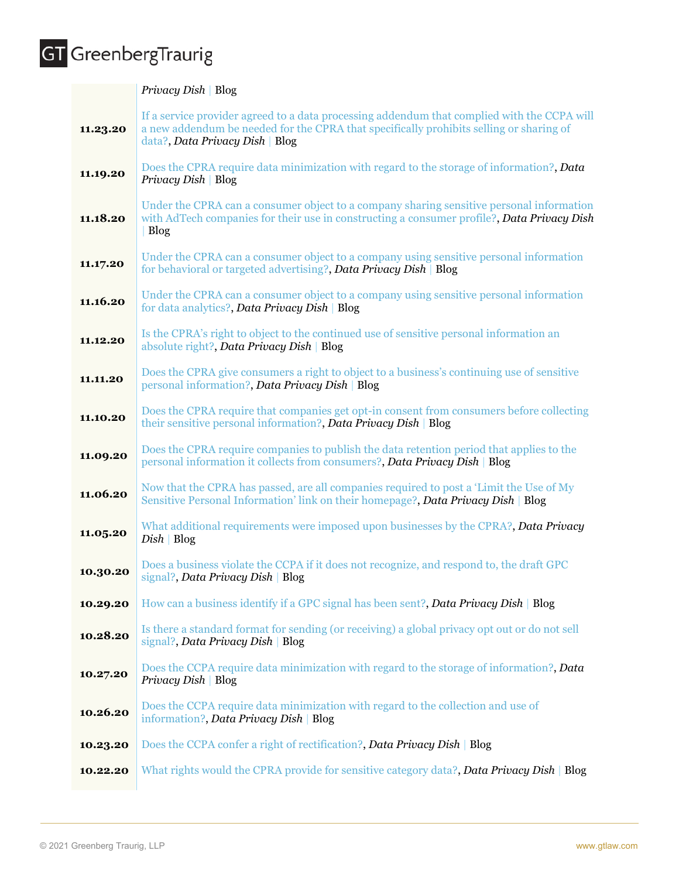| | |
|---|---|
| | *Privacy Dish* \| Blog |
| **11.23.20** | If a service provider agreed to a data processing addendum that complied with the CCPA will a new addendum be needed for the CPRA that specifically prohibits selling or sharing of data?, *Data Privacy Dish* \| Blog |
| **11.19.20** | Does the CPRA require data minimization with regard to the storage of information?, *Data Privacy Dish* \| Blog |
| **11.18.20** | Under the CPRA can a consumer object to a company sharing sensitive personal information with AdTech companies for their use in constructing a consumer profile?, *Data Privacy Dish* \| Blog |
| **11.17.20** | Under the CPRA can a consumer object to a company using sensitive personal information for behavioral or targeted advertising?, *Data Privacy Dish* \| Blog |
| **11.16.20** | Under the CPRA can a consumer object to a company using sensitive personal information for data analytics?, *Data Privacy Dish* \| Blog |
| **11.12.20** | Is the CPRA's right to object to the continued use of sensitive personal information an absolute right?, *Data Privacy Dish* \| Blog |
| **11.11.20** | Does the CPRA give consumers a right to object to a business's continuing use of sensitive personal information?, *Data Privacy Dish* \| Blog |
| **11.10.20** | Does the CPRA require that companies get opt-in consent from consumers before collecting their sensitive personal information?, *Data Privacy Dish* \| Blog |
| **11.09.20** | Does the CPRA require companies to publish the data retention period that applies to the personal information it collects from consumers?, *Data Privacy Dish* \| Blog |
| **11.06.20** | Now that the CPRA has passed, are all companies required to post a 'Limit the Use of My Sensitive Personal Information' link on their homepage?, *Data Privacy Dish* \| Blog |
| **11.05.20** | What additional requirements were imposed upon businesses by the CPRA?, *Data Privacy Dish* \| Blog |
| **10.30.20** | Does a business violate the CCPA if it does not recognize, and respond to, the draft GPC signal?, *Data Privacy Dish* \| Blog |
| **10.29.20** | How can a business identify if a GPC signal has been sent?, *Data Privacy Dish* \| Blog |
| **10.28.20** | Is there a standard format for sending (or receiving) a global privacy opt out or do not sell signal?, *Data Privacy Dish* \| Blog |
| **10.27.20** | Does the CCPA require data minimization with regard to the storage of information?, *Data Privacy Dish* \| Blog |
| **10.26.20** | Does the CCPA require data minimization with regard to the collection and use of information?, *Data Privacy Dish* \| Blog |
| **10.23.20** | Does the CCPA confer a right of rectification?, *Data Privacy Dish* \| Blog |
| **10.22.20** | What rights would the CPRA provide for sensitive category data?, *Data Privacy Dish* \| Blog |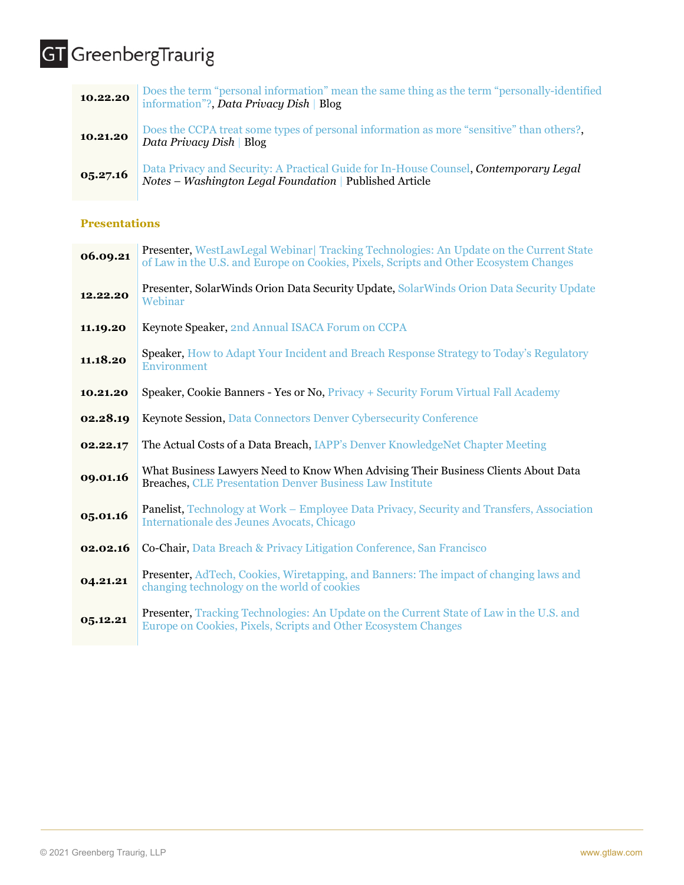| | |
|---|---|
| **10.22.20** | Does the term “personal information” mean the same thing as the term “personally-identified information”?, *Data Privacy Dish* \| Blog |
| **10.21.20** | Does the CCPA treat some types of personal information as more “sensitive” than others?, *Data Privacy Dish* \| Blog |
| **05.27.16** | Data Privacy and Security: A Practical Guide for In-House Counsel, *Contemporary Legal Notes – Washington Legal Foundation* \| Published Article |

### Presentations

| | |
|---|---|
| **06.09.21** | Presenter, WestLawLegal Webinar\| Tracking Technologies: An Update on the Current State of Law in the U.S. and Europe on Cookies, Pixels, Scripts and Other Ecosystem Changes |
| **12.22.20** | Presenter, SolarWinds Orion Data Security Update, SolarWinds Orion Data Security Update Webinar |
| **11.19.20** | Keynote Speaker, 2nd Annual ISACA Forum on CCPA |
| **11.18.20** | Speaker, How to Adapt Your Incident and Breach Response Strategy to Today’s Regulatory Environment |
| **10.21.20** | Speaker, Cookie Banners - Yes or No, Privacy + Security Forum Virtual Fall Academy |
| **02.28.19** | Keynote Session, Data Connectors Denver Cybersecurity Conference |
| **02.22.17** | The Actual Costs of a Data Breach, IAPP’s Denver KnowledgeNet Chapter Meeting |
| **09.01.16** | What Business Lawyers Need to Know When Advising Their Business Clients About Data Breaches, CLE Presentation Denver Business Law Institute |
| **05.01.16** | Panelist, Technology at Work – Employee Data Privacy, Security and Transfers, Association Internationale des Jeunes Avocats, Chicago |
| **02.02.16** | Co-Chair, Data Breach & Privacy Litigation Conference, San Francisco |
| **04.21.21** | Presenter, AdTech, Cookies, Wiretapping, and Banners: The impact of changing laws and changing technology on the world of cookies |
| **05.12.21** | Presenter, Tracking Technologies: An Update on the Current State of Law in the U.S. and Europe on Cookies, Pixels, Scripts and Other Ecosystem Changes |